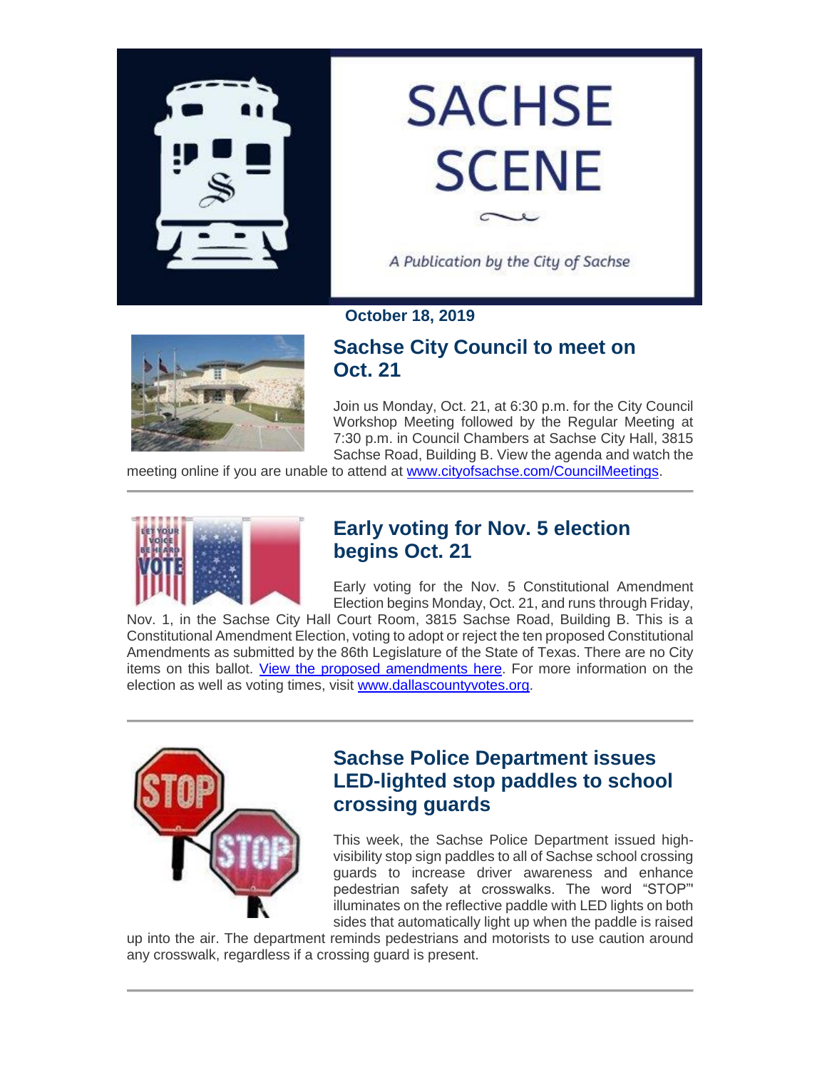# SACHSE SCENE

*A Publication by the City of Sachse*

**October 18, 2019**

## Sachse City Council to meet on Oct. 21

Join us Monday, Oct. 21, at 6:30 p.m. for the City Council Workshop Meeting followed by the Regular Meeting at 7:30 p.m. in Council Chambers at Sachse City Hall, 3815 Sachse Road, Building B. View the agenda and watch the meeting online if you are unable to attend at [www.cityofsachse.com/CouncilMeetings](www.cityofsachse.com/CouncilMeetings).

---

## Early voting for Nov. 5 election begins Oct. 21

Early voting for the Nov. 5 Constitutional Amendment Election begins Monday, Oct. 21, and runs through Friday, Nov. 1, in the Sachse City Hall Court Room, 3815 Sachse Road, Building B. This is a Constitutional Amendment Election, voting to adopt or reject the ten proposed Constitutional Amendments as submitted by the 86th Legislature of the State of Texas. There are no City items on this ballot. View the proposed amendments here. For more information on the election as well as voting times, visit [www.dallascountyvotes.org](www.dallascountyvotes.org).

---

## Sachse Police Department issues LED-lighted stop paddles to school crossing guards

This week, the Sachse Police Department issued high-visibility stop sign paddles to all of Sachse school crossing guards to increase driver awareness and enhance pedestrian safety at crosswalks. The word "STOP"' illuminates on the reflective paddle with LED lights on both sides that automatically light up when the paddle is raised up into the air. The department reminds pedestrians and motorists to use caution around any crosswalk, regardless if a crossing guard is present.

---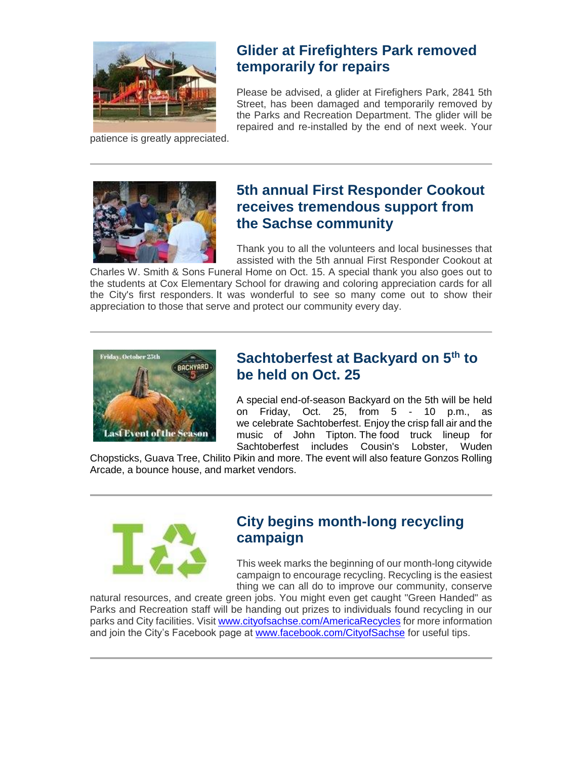## Glider at Firefighters Park removed temporarily for repairs

Please be advised, a glider at Firefighers Park, 2841 5th Street, has been damaged and temporarily removed by the Parks and Recreation Department. The glider will be repaired and re-installed by the end of next week. Your patience is greatly appreciated.

---

## 5th annual First Responder Cookout receives tremendous support from the Sachse community

Thank you to all the volunteers and local businesses that assisted with the 5th annual First Responder Cookout at Charles W. Smith & Sons Funeral Home on Oct. 15. A special thank you also goes out to the students at Cox Elementary School for drawing and coloring appreciation cards for all the City's first responders. It was wonderful to see so many come out to show their appreciation to those that serve and protect our community every day.

---

## Sachtoberfest at Backyard on 5th to be held on Oct. 25

A special end-of-season Backyard on the 5th will be held on Friday, Oct. 25, from 5 - 10 p.m., as we celebrate Sachtoberfest. Enjoy the crisp fall air and the music of John Tipton. The food truck lineup for Sachtoberfest includes Cousin's Lobster, Wuden Chopsticks, Guava Tree, Chilito Pikin and more. The event will also feature Gonzos Rolling Arcade, a bounce house, and market vendors.

---

## City begins month-long recycling campaign

This week marks the beginning of our month-long citywide campaign to encourage recycling. Recycling is the easiest thing we can all do to improve our community, conserve natural resources, and create green jobs. You might even get caught "Green Handed" as Parks and Recreation staff will be handing out prizes to individuals found recycling in our parks and City facilities. Visit [www.cityofsachse.com/AmericaRecycles](www.cityofsachse.com/AmericaRecycles) for more information and join the City's Facebook page at [www.facebook.com/CityofSachse](www.facebook.com/CityofSachse) for useful tips.

---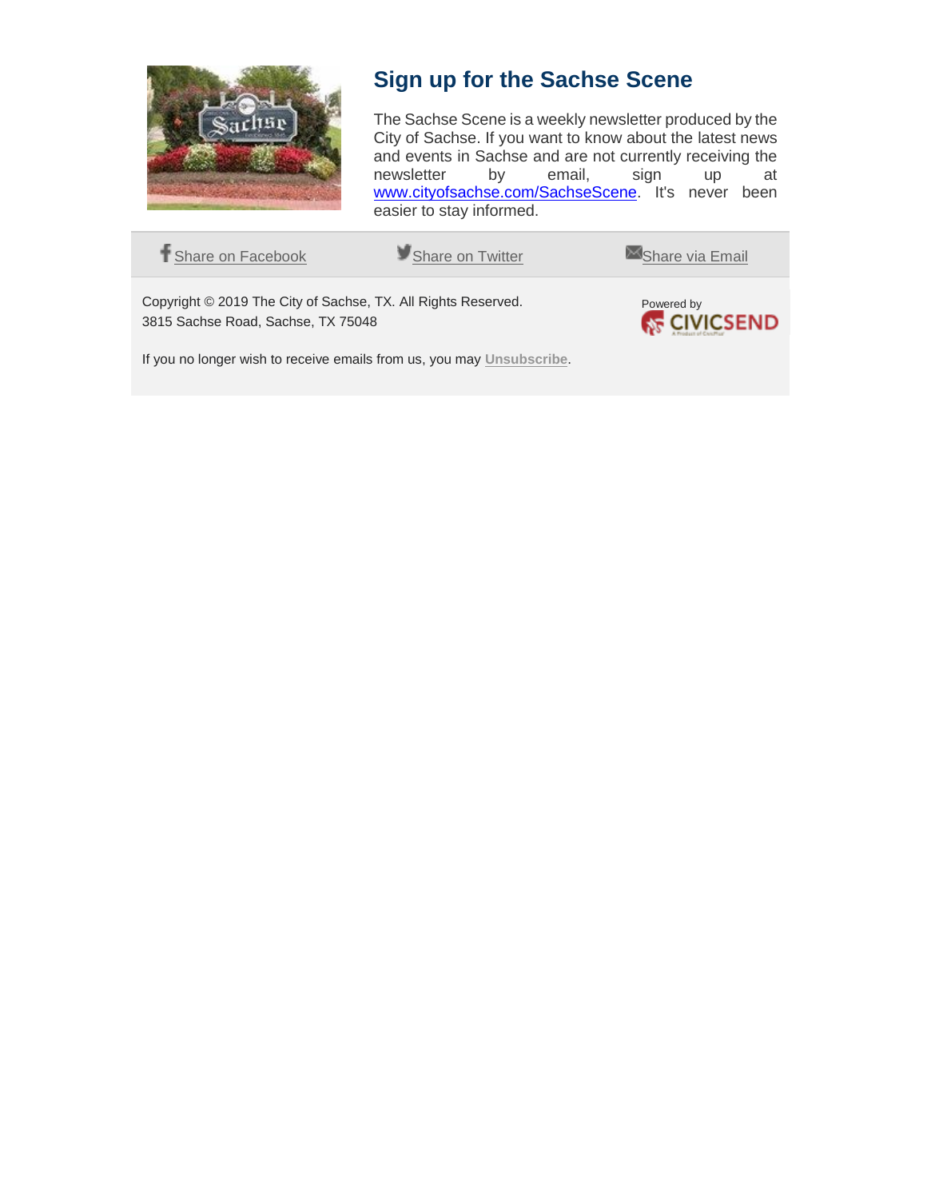## Sign up for the Sachse Scene

The Sachse Scene is a weekly newsletter produced by the City of Sachse. If you want to know about the latest news and events in Sachse and are not currently receiving the newsletter by email, sign up at www.cityofsachse.com/SachseScene. It's never been easier to stay informed.

Share on Facebook | Share on Twitter | Share via Email

Copyright © 2019 The City of Sachse, TX. All Rights Reserved.
3815 Sachse Road, Sachse, TX 75048

Powered by CIVICSEND

If you no longer wish to receive emails from us, you may Unsubscribe.